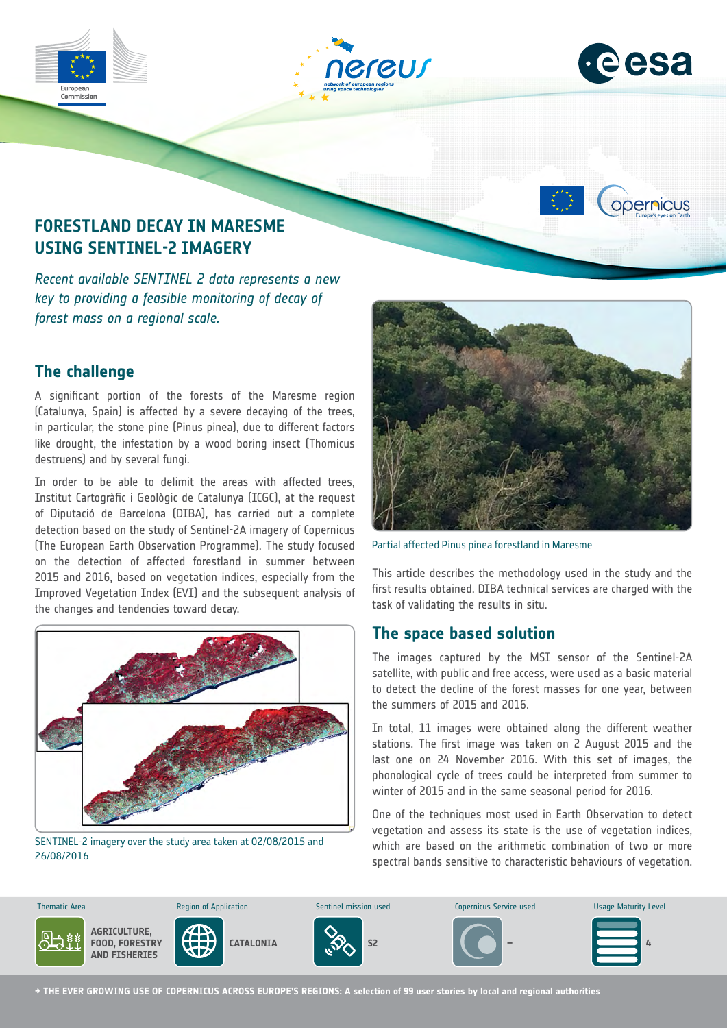# FORESTLAND DECAY IN MARESME USING SENTINEL-2 IMAGERY

*Recent available SENTINEL 2 data represents a new key to providing a feasible monitoring of decay of forest mass on a regional scale.*

## The challenge

A significant portion of the forests of the Maresme region (Catalunya, Spain) is affected by a severe decaying of the trees, in particular, the stone pine (Pinus pinea), due to different factors like drought, the infestation by a wood boring insect (Thomicus destruens) and by several fungi.

In order to be able to delimit the areas with affected trees, Institut Cartogràfic i Geològic de Catalunya (ICGC), at the request of Diputació de Barcelona (DIBA), has carried out a complete detection based on the study of Sentinel-2A imagery of Copernicus (The European Earth Observation Programme). The study focused on the detection of affected forestland in summer between 2015 and 2016, based on vegetation indices, especially from the Improved Vegetation Index (EVI) and the subsequent analysis of the changes and tendencies toward decay.

SENTINEL-2 imagery over the study area taken at 02/08/2015 and 26/08/2016

Partial affected Pinus pinea forestland in Maresme

This article describes the methodology used in the study and the first results obtained. DIBA technical services are charged with the task of validating the results in situ.

## The space based solution

The images captured by the MSI sensor of the Sentinel-2A satellite, with public and free access, were used as a basic material to detect the decline of the forest masses for one year, between the summers of 2015 and 2016.

In total, 11 images were obtained along the different weather stations. The first image was taken on 2 August 2015 and the last one on 24 November 2016. With this set of images, the phonological cycle of trees could be interpreted from summer to winter of 2015 and in the same seasonal period for 2016.

One of the techniques most used in Earth Observation to detect vegetation and assess its state is the use of vegetation indices, which are based on the arithmetic combination of two or more spectral bands sensitive to characteristic behaviours of vegetation.

| Thematic Area | Region of Application | Sentinel mission used | Copernicus Service used | Usage Maturity Level |
|---|---|---|---|---|
| AGRICULTURE, FOOD, FORESTRY AND FISHERIES | CATALONIA | S2 | – | 4 |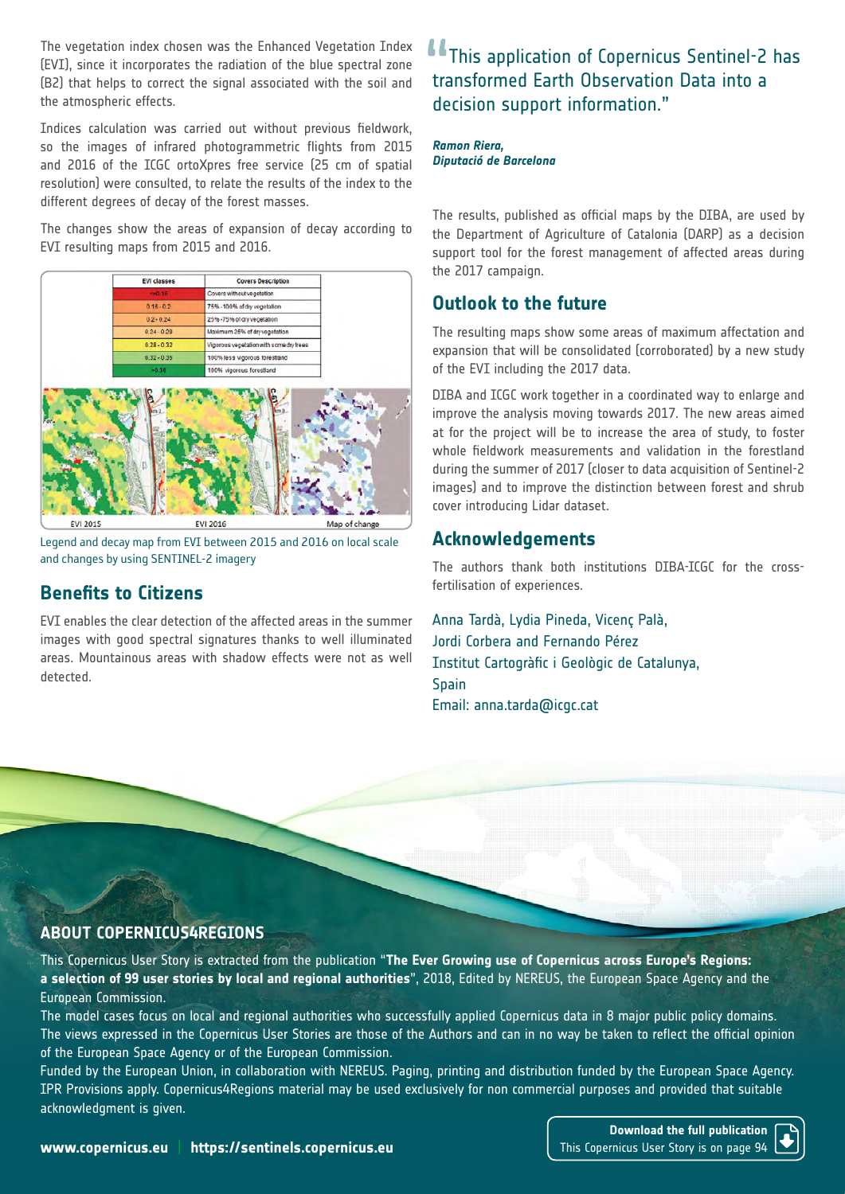The vegetation index chosen was the Enhanced Vegetation Index (EVI), since it incorporates the radiation of the blue spectral zone (B2) that helps to correct the signal associated with the soil and the atmospheric effects.

Indices calculation was carried out without previous fieldwork, so the images of infrared photogrammetric flights from 2015 and 2016 of the ICGC ortoXpres free service (25 cm of spatial resolution) were consulted, to relate the results of the index to the different degrees of decay of the forest masses.

The changes show the areas of expansion of decay according to EVI resulting maps from 2015 and 2016.

| EVI classes | Covers Description |
| --- | --- |
| <=0.16 | Covers without vegetation |
| 0.16 - 0.2 | 75% -100% of dry vegetation |
| 0.2 - 0.24 | 25% -75% of dry vegetation |
| 0.24 - 0.28 | Maximum 25% of dry vegetation |
| 0.28 - 0.32 | Vigorous vegetation with some dry trees |
| 0.32 - 0.36 | 100% less vigorous forestland |
| >0.36 | 100% vigorous forestland |

EVI 2015

EVI 2016

Map of change

Legend and decay map from EVI between 2015 and 2016 on local scale and changes by using SENTINEL-2 imagery

## Benefits to Citizens

EVI enables the clear detection of the affected areas in the summer images with good spectral signatures thanks to well illuminated areas. Mountainous areas with shadow effects were not as well detected.

> "This application of Copernicus Sentinel-2 has transformed Earth Observation Data into a decision support information."
>
> ***Ramon Riera, Diputació de Barcelona***

The results, published as official maps by the DIBA, are used by the Department of Agriculture of Catalonia (DARP) as a decision support tool for the forest management of affected areas during the 2017 campaign.

## Outlook to the future

The resulting maps show some areas of maximum affectation and expansion that will be consolidated (corroborated) by a new study of the EVI including the 2017 data.

DIBA and ICGC work together in a coordinated way to enlarge and improve the analysis moving towards 2017. The new areas aimed at for the project will be to increase the area of study, to foster whole fieldwork measurements and validation in the forestland during the summer of 2017 (closer to data acquisition of Sentinel-2 images) and to improve the distinction between forest and shrub cover introducing Lidar dataset.

## Acknowledgements

The authors thank both institutions DIBA-ICGC for the cross-fertilisation of experiences.

Anna Tardà, Lydia Pineda, Vicenç Palà, Jordi Corbera and Fernando Pérez
Institut Cartogràfic i Geològic de Catalunya, Spain
Email: anna.tarda@icgc.cat

## ABOUT COPERNICUS4REGIONS

This Copernicus User Story is extracted from the publication "**The Ever Growing use of Copernicus across Europe's Regions: a selection of 99 user stories by local and regional authorities**", 2018, Edited by NEREUS, the European Space Agency and the European Commission.
The model cases focus on local and regional authorities who successfully applied Copernicus data in 8 major public policy domains.
The views expressed in the Copernicus User Stories are those of the Authors and can in no way be taken to reflect the official opinion of the European Space Agency or of the European Commission.
Funded by the European Union, in collaboration with NEREUS. Paging, printing and distribution funded by the European Space Agency.
IPR Provisions apply. Copernicus4Regions material may be used exclusively for non commercial purposes and provided that suitable acknowledgment is given.

**www.copernicus.eu** | **https://sentinels.copernicus.eu**

**Download the full publication**
This Copernicus User Story is on page 94